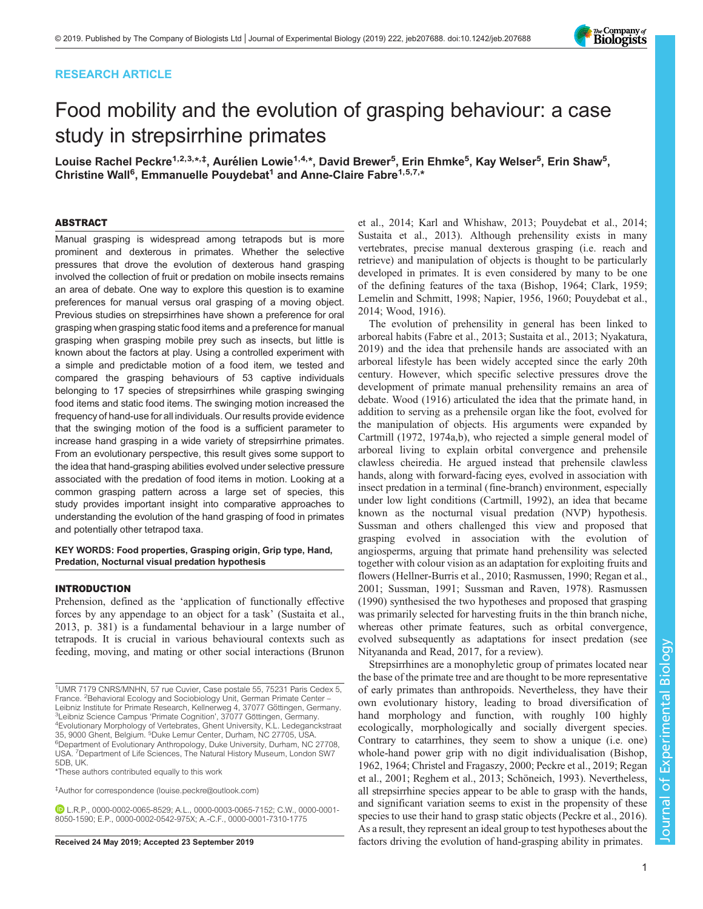RESEARCH ARTICLE

# Food mobility and the evolution of grasping behaviour: a case study in strepsirrhine primates

Louise Rachel Peckre[1,2,3,*,‡], Aurélien Lowie[1,4,*], David Brewer[5], Erin Ehmke[5], Kay Welser[5], Erin Shaw[5], Christine Wall[6], Emmanuelle Pouydebat[1] and Anne-Claire Fabre[1,5,7,*]

## ABSTRACT

Manual grasping is widespread among tetrapods but is more prominent and dexterous in primates. Whether the selective pressures that drove the evolution of dexterous hand grasping involved the collection of fruit or predation on mobile insects remains an area of debate. One way to explore this question is to examine preferences for manual versus oral grasping of a moving object. Previous studies on strepsirrhines have shown a preference for oral grasping when grasping static food items and a preference for manual grasping when grasping mobile prey such as insects, but little is known about the factors at play. Using a controlled experiment with a simple and predictable motion of a food item, we tested and compared the grasping behaviours of 53 captive individuals belonging to 17 species of strepsirrhines while grasping swinging food items and static food items. The swinging motion increased the frequency of hand-use for all individuals. Our results provide evidence that the swinging motion of the food is a sufficient parameter to increase hand grasping in a wide variety of strepsirrhine primates. From an evolutionary perspective, this result gives some support to the idea that hand-grasping abilities evolved under selective pressure associated with the predation of food items in motion. Looking at a common grasping pattern across a large set of species, this study provides important insight into comparative approaches to understanding the evolution of the hand grasping of food in primates and potentially other tetrapod taxa.

**KEY WORDS: Food properties, Grasping origin, Grip type, Hand, Predation, Nocturnal visual predation hypothesis**

## INTRODUCTION

Prehension, defined as the 'application of functionally effective forces by any appendage to an object for a task' (Sustaita et al., 2013, p. 381) is a fundamental behaviour in a large number of tetrapods. It is crucial in various behavioural contexts such as feeding, moving, and mating or other social interactions (Brunon et al., 2014; Karl and Whishaw, 2013; Pouydebat et al., 2014; Sustaita et al., 2013). Although prehensility exists in many vertebrates, precise manual dexterous grasping (i.e. reach and retrieve) and manipulation of objects is thought to be particularly developed in primates. It is even considered by many to be one of the defining features of the taxa (Bishop, 1964; Clark, 1959; Lemelin and Schmitt, 1998; Napier, 1956, 1960; Pouydebat et al., 2014; Wood, 1916).

The evolution of prehensility in general has been linked to arboreal habits (Fabre et al., 2013; Sustaita et al., 2013; Nyakatura, 2019) and the idea that prehensile hands are associated with an arboreal lifestyle has been widely accepted since the early 20th century. However, which specific selective pressures drove the development of primate manual prehensility remains an area of debate. Wood (1916) articulated the idea that the primate hand, in addition to serving as a prehensile organ like the foot, evolved for the manipulation of objects. His arguments were expanded by Cartmill (1972, 1974a,b), who rejected a simple general model of arboreal living to explain orbital convergence and prehensile clawless cheiredia. He argued instead that prehensile clawless hands, along with forward-facing eyes, evolved in association with insect predation in a terminal (fine-branch) environment, especially under low light conditions (Cartmill, 1992), an idea that became known as the nocturnal visual predation (NVP) hypothesis. Sussman and others challenged this view and proposed that grasping evolved in association with the evolution of angiosperms, arguing that primate hand prehensility was selected together with colour vision as an adaptation for exploiting fruits and flowers (Hellner-Burris et al., 2010; Rasmussen, 1990; Regan et al., 2001; Sussman, 1991; Sussman and Raven, 1978). Rasmussen (1990) synthesised the two hypotheses and proposed that grasping was primarily selected for harvesting fruits in the thin branch niche, whereas other primate features, such as orbital convergence, evolved subsequently as adaptations for insect predation (see Nityananda and Read, 2017, for a review).

Strepsirrhines are a monophyletic group of primates located near the base of the primate tree and are thought to be more representative of early primates than anthropoids. Nevertheless, they have their own evolutionary history, leading to broad diversification of hand morphology and function, with roughly 100 highly ecologically, morphologically and socially divergent species. Contrary to catarrhines, they seem to show a unique (i.e. one) whole-hand power grip with no digit individualisation (Bishop, 1962, 1964; Christel and Fragaszy, 2000; Peckre et al., 2019; Regan et al., 2001; Reghem et al., 2013; Schöneich, 1993). Nevertheless, all strepsirrhine species appear to be able to grasp with the hands, and significant variation seems to exist in the propensity of these species to use their hand to grasp static objects (Peckre et al., 2016). As a result, they represent an ideal group to test hypotheses about the factors driving the evolution of hand-grasping ability in primates.

---

[1]UMR 7179 CNRS/MNHN, 57 rue Cuvier, Case postale 55, 75231 Paris Cedex 5, France. [2]Behavioral Ecology and Sociobiology Unit, German Primate Center – Leibniz Institute for Primate Research, Kellnerweg 4, 37077 Göttingen, Germany. [3]Leibniz Science Campus 'Primate Cognition', 37077 Göttingen, Germany. [4]Evolutionary Morphology of Vertebrates, Ghent University, K.L. Ledeganckstraat 35, 9000 Ghent, Belgium. [5]Duke Lemur Center, Durham, NC 27705, USA. [6]Department of Evolutionary Anthropology, Duke University, Durham, NC 27708, USA. [7]Department of Life Sciences, The Natural History Museum, London SW7 5DB, UK.

*These authors contributed equally to this work

‡Author for correspondence (louise.peckre@outlook.com)

L.R.P., 0000-0002-0065-8529; A.L., 0000-0003-0065-7152; C.W., 0000-0001-8050-1590; E.P., 0000-0002-0542-975X; A.-C.F., 0000-0001-7310-1775

Received 24 May 2019; Accepted 23 September 2019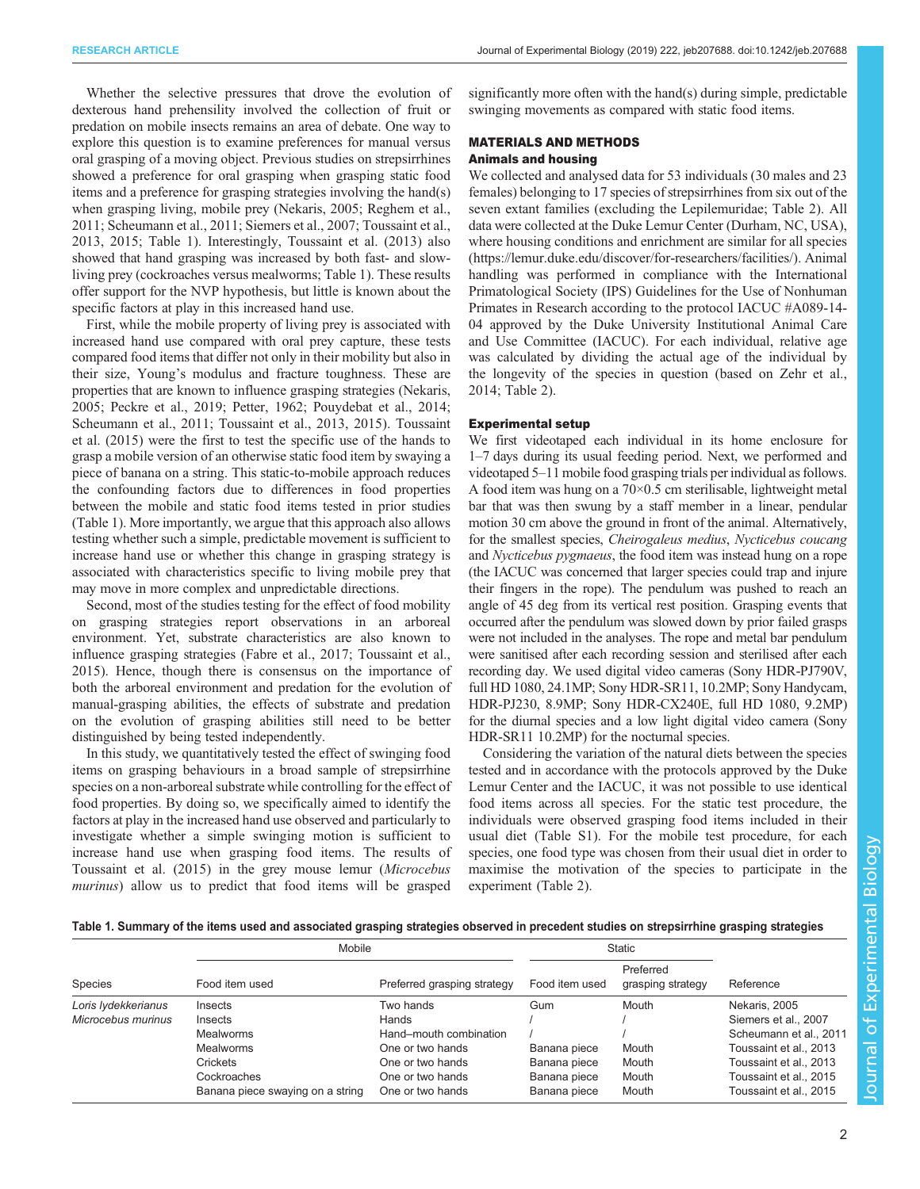Whether the selective pressures that drove the evolution of dexterous hand prehensility involved the collection of fruit or predation on mobile insects remains an area of debate. One way to explore this question is to examine preferences for manual versus oral grasping of a moving object. Previous studies on strepsirrhines showed a preference for oral grasping when grasping static food items and a preference for grasping strategies involving the hand(s) when grasping living, mobile prey (Nekaris, 2005; Reghem et al., 2011; Scheumann et al., 2011; Siemers et al., 2007; Toussaint et al., 2013, 2015; Table 1). Interestingly, Toussaint et al. (2013) also showed that hand grasping was increased by both fast- and slow-living prey (cockroaches versus mealworms; Table 1). These results offer support for the NVP hypothesis, but little is known about the specific factors at play in this increased hand use.

First, while the mobile property of living prey is associated with increased hand use compared with oral prey capture, these tests compared food items that differ not only in their mobility but also in their size, Young's modulus and fracture toughness. These are properties that are known to influence grasping strategies (Nekaris, 2005; Peckre et al., 2019; Petter, 1962; Pouydebat et al., 2014; Scheumann et al., 2011; Toussaint et al., 2013, 2015). Toussaint et al. (2015) were the first to test the specific use of the hands to grasp a mobile version of an otherwise static food item by swaying a piece of banana on a string. This static-to-mobile approach reduces the confounding factors due to differences in food properties between the mobile and static food items tested in prior studies (Table 1). More importantly, we argue that this approach also allows testing whether such a simple, predictable movement is sufficient to increase hand use or whether this change in grasping strategy is associated with characteristics specific to living mobile prey that may move in more complex and unpredictable directions.

Second, most of the studies testing for the effect of food mobility on grasping strategies report observations in an arboreal environment. Yet, substrate characteristics are also known to influence grasping strategies (Fabre et al., 2017; Toussaint et al., 2015). Hence, though there is consensus on the importance of both the arboreal environment and predation for the evolution of manual-grasping abilities, the effects of substrate and predation on the evolution of grasping abilities still need to be better distinguished by being tested independently.

In this study, we quantitatively tested the effect of swinging food items on grasping behaviours in a broad sample of strepsirrhine species on a non-arboreal substrate while controlling for the effect of food properties. By doing so, we specifically aimed to identify the factors at play in the increased hand use observed and particularly to investigate whether a simple swinging motion is sufficient to increase hand use when grasping food items. The results of Toussaint et al. (2015) in the grey mouse lemur (*Microcebus murinus*) allow us to predict that food items will be grasped significantly more often with the hand(s) during simple, predictable swinging movements as compared with static food items.

## MATERIALS AND METHODS

### Animals and housing

We collected and analysed data for 53 individuals (30 males and 23 females) belonging to 17 species of strepsirrhines from six out of the seven extant families (excluding the Lepilemuridae; Table 2). All data were collected at the Duke Lemur Center (Durham, NC, USA), where housing conditions and enrichment are similar for all species (https://lemur.duke.edu/discover/for-researchers/facilities/). Animal handling was performed in compliance with the International Primatological Society (IPS) Guidelines for the Use of Nonhuman Primates in Research according to the protocol IACUC #A089-14-04 approved by the Duke University Institutional Animal Care and Use Committee (IACUC). For each individual, relative age was calculated by dividing the actual age of the individual by the longevity of the species in question (based on Zehr et al., 2014; Table 2).

### Experimental setup

We first videotaped each individual in its home enclosure for 1–7 days during its usual feeding period. Next, we performed and videotaped 5–11 mobile food grasping trials per individual as follows. A food item was hung on a 70×0.5 cm sterilisable, lightweight metal bar that was then swung by a staff member in a linear, pendular motion 30 cm above the ground in front of the animal. Alternatively, for the smallest species, *Cheirogaleus medius*, *Nycticebus coucang* and *Nycticebus pygmaeus*, the food item was instead hung on a rope (the IACUC was concerned that larger species could trap and injure their fingers in the rope). The pendulum was pushed to reach an angle of 45 deg from its vertical rest position. Grasping events that occurred after the pendulum was slowed down by prior failed grasps were not included in the analyses. The rope and metal bar pendulum were sanitised after each recording session and sterilised after each recording day. We used digital video cameras (Sony HDR-PJ790V, full HD 1080, 24.1MP; Sony HDR-SR11, 10.2MP; Sony Handycam, HDR-PJ230, 8.9MP; Sony HDR-CX240E, full HD 1080, 9.2MP) for the diurnal species and a low light digital video camera (Sony HDR-SR11 10.2MP) for the nocturnal species.

Considering the variation of the natural diets between the species tested and in accordance with the protocols approved by the Duke Lemur Center and the IACUC, it was not possible to use identical food items across all species. For the static test procedure, the individuals were observed grasping food items included in their usual diet (Table S1). For the mobile test procedure, for each species, one food type was chosen from their usual diet in order to maximise the motivation of the species to participate in the experiment (Table 2).

**Table 1. Summary of the items used and associated grasping strategies observed in precedent studies on strepsirrhine grasping strategies**

| Species | Mobile | | Static | | Reference |
|---|---|---|---|---|---|
| | Food item used | Preferred grasping strategy | Food item used | Preferred grasping strategy | |
| *Loris lydekkerianus* | Insects | Two hands | Gum | Mouth | Nekaris, 2005 |
| *Microcebus murinus* | Insects | Hands | / | / | Siemers et al., 2007 |
| | Mealworms | Hand–mouth combination | / | / | Scheumann et al., 2011 |
| | Mealworms | One or two hands | Banana piece | Mouth | Toussaint et al., 2013 |
| | Crickets | One or two hands | Banana piece | Mouth | Toussaint et al., 2013 |
| | Cockroaches | One or two hands | Banana piece | Mouth | Toussaint et al., 2015 |
| | Banana piece swaying on a string | One or two hands | Banana piece | Mouth | Toussaint et al., 2015 |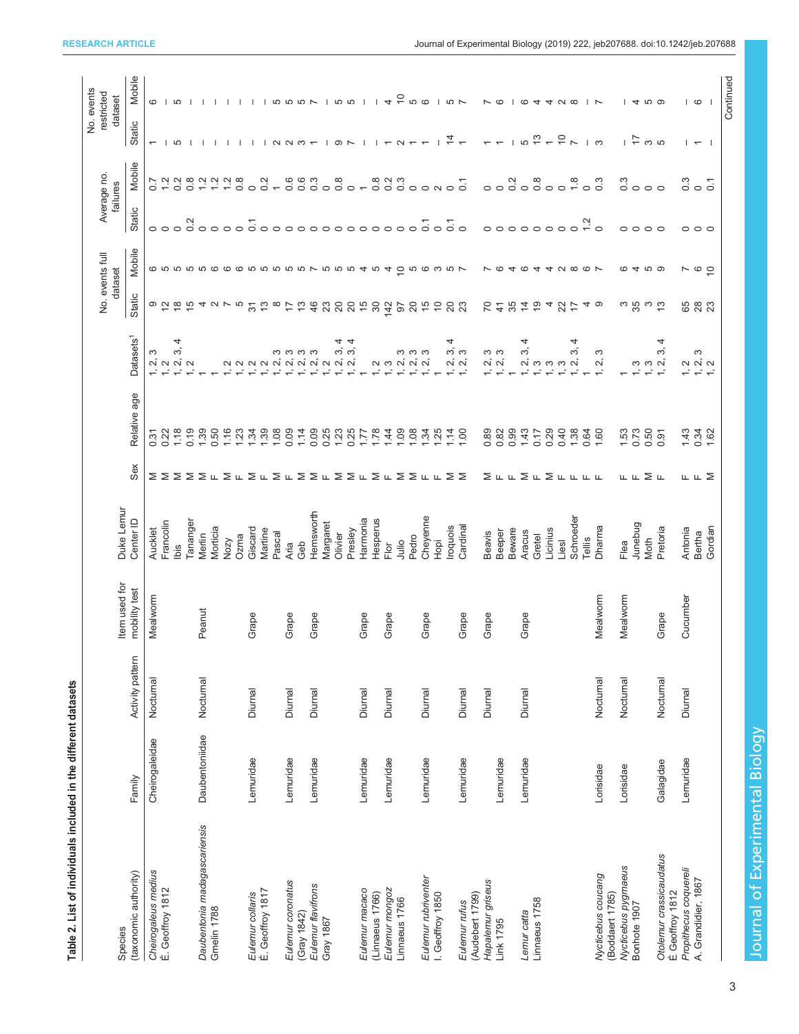**Table 2. List of individuals included in the different datasets**

| Species (taxonomic authority) | Family | Activity pattern | Item used for mobility test | Duke Lemur Center ID | Sex | Relative age | Datasets[1] | No. events full dataset | | Average no. failures | | No. events restricted dataset | |
|---|---|---|---|---|---|---|---|---|---|---|---|---|---|
| | | | | | | | | Static | Mobile | Static | Mobile | Static | Mobile |
| *Cheirogaleus medius* É. Geoffroy 1812 | Cheirogaleidae | Nocturnal | Mealworm | Aucklet | M | 0.31 | 1, 2, 3 | 9 | 6 | 0 | 0.7 | 1 | 6 |
| | | | | Francolin | M | 0.22 | 1, 2 | 12 | 5 | 0 | 1.2 | – | – |
| | | | | Ibis | M | 1.18 | 1, 2, 3, 4 | 18 | 5 | 0 | 0.2 | 5 | 5 |
| | | | | Tananger | M | 0.19 | 1, 2 | 15 | 5 | 0.2 | 0.8 | – | – |
| *Daubentonia madagascariensis* Gmelin 1788 | Daubentoniidae | Nocturnal | Peanut | Merlin | M | 1.39 | 1 | 4 | 5 | 0 | 1.2 | – | – |
| | | | | Morticia | F | 0.50 | 1 | 2 | 6 | 0 | 1.2 | – | – |
| | | | | Nozy | M | 1.16 | 1, 2 | 7 | 6 | 0 | 1.2 | – | – |
| | | | | Ozma | F | 1.23 | 1, 2 | 5 | 6 | 0 | 0.8 | – | – |
| *Eulemur collaris* É. Geoffroy 1817 | Lemuridae | Diurnal | Grape | Giscard | M | 1.34 | 1, 2 | 31 | 5 | 0.1 | 0 | – | – |
| | | | | Martine | F | 1.39 | 1, 2 | 13 | 5 | 0 | 0.2 | – | – |
| | | | | Pascal | M | 1.08 | 1, 2, 3 | 8 | 5 | 0 | 1 | 2 | 5 |
| *Eulemur coronatus* (Gray 1842) | Lemuridae | Diurnal | Grape | Aria | F | 0.09 | 1, 2, 3 | 17 | 5 | 0 | 0.6 | 2 | 5 |
| | | | | Geb | M | 1.14 | 1, 2, 3 | 13 | 5 | 0 | 0.6 | 3 | 5 |
| *Eulemur flavifrons* Gray 1867 | Lemuridae | Diurnal | Grape | Hemsworth | M | 0.09 | 1, 2, 3 | 46 | 7 | 0 | 0.3 | 1 | 7 |
| | | | | Margaret | F | 0.25 | 1, 2 | 23 | 5 | 0 | 0 | – | – |
| | | | | Olivier | M | 1.23 | 1, 2, 3, 4 | 20 | 5 | 0 | 0.8 | 9 | 5 |
| | | | | Presley | M | 0.25 | 1, 2, 3, 4 | 20 | 5 | 0 | 0 | 7 | 5 |
| *Eulemur macaco* (Linnaeus 1766) | Lemuridae | Diurnal | Grape | Harmonia | F | 1.77 | 1 | 15 | 4 | 0 | 1 | – | – |
| | | | | Hesperus | M | 1.78 | 1, 2 | 30 | 5 | 0 | 0.8 | – | – |
| *Eulemur mongoz* Linnaeus 1766 | Lemuridae | Diurnal | Grape | Flor | F | 1.44 | 1, 3 | 142 | 4 | 0 | 0.2 | 1 | 4 |
| | | | | Julio | M | 1.09 | 1, 2, 3 | 97 | 10 | 0 | 0.3 | 2 | 10 |
| | | | | Pedro | M | 1.08 | 1, 2, 3 | 20 | 5 | 0 | 0 | 1 | 5 |
| *Eulemur rubriventer* I. Geoffroy 1850 | Lemuridae | Diurnal | Grape | Cheyenne | F | 1.34 | 1, 2, 3 | 15 | 6 | 0.1 | 0 | 1 | 6 |
| | | | | Hopi | F | 1.25 | 1 | 10 | 3 | 0 | 2 | – | – |
| | | | | Iroquois | M | 1.14 | 1, 2, 3, 4 | 20 | 5 | 0.1 | 0 | 14 | 5 |
| *Eulemur rufus* (Audebert 1799) | Lemuridae | Diurnal | Grape | Cardinal | M | 1.00 | 1, 2, 3 | 23 | 7 | 0 | 0.1 | 1 | 7 |
| *Hapalemur griseus* Link 1795 | Lemuridae | Diurnal | Grape | Beavis | M | 0.89 | 1, 2, 3 | 70 | 7 | 0 | 0 | 1 | 7 |
| | | | | Beeper | F | 0.82 | 1, 2, 3 | 41 | 6 | 0 | 0 | 1 | 6 |
| | | | | Beware | F | 0.99 | 1 | 35 | 4 | 0 | 0.2 | – | – |
| *Lemur catta* Linnaeus 1758 | Lemuridae | Diurnal | Grape | Aracus | M | 1.43 | 1, 2, 3, 4 | 14 | 6 | 0 | 0 | 5 | 6 |
| | | | | Gretel | F | 0.17 | 1, 3 | 19 | 4 | 0 | 0.8 | 13 | 4 |
| | | | | Licinius | M | 0.29 | 1, 3 | 4 | 4 | 0 | 0 | 1 | 4 |
| | | | | Liesl | F | 0.40 | 1, 3 | 22 | 2 | 0 | 0 | 10 | 2 |
| | | | | Schroeder | F | 1.38 | 1, 2, 3, 4 | 17 | 8 | 0 | 1.8 | 7 | 8 |
| | | | | Tellis | F | 0.64 | 1 | 4 | 6 | 1.2 | 0 | – | – |
| *Nycticebus coucang* (Boddaert 1785) | Lorisidae | Nocturnal | Mealworm | Dharma | F | 1.60 | 1, 2, 3 | 9 | 7 | 0 | 0.3 | 3 | 7 |
| *Nycticebus pygmaeus* Bonhote 1907 | Lorisidae | Nocturnal | Mealworm | Flea | F | 1.53 | 1 | 3 | 6 | 0 | 0.3 | – | – |
| | | | | Junebug | F | 0.73 | 1, 3 | 35 | 4 | 0 | 0 | 17 | 4 |
| | | | | Moth | M | 0.50 | 1, 3 | 3 | 5 | 0 | 0 | 3 | 5 |
| *Otolemur crassicaudatus* É Geoffroy 1812 | Galagidae | Nocturnal | Grape | Pretoria | F | 0.91 | 1, 2, 3, 4 | 13 | 9 | 0 | 0 | 5 | 9 |
| *Propithecus coquereli* A. Grandidier, 1867 | Lemuridae | Diurnal | Cucumber | Antonia | F | 1.43 | 1, 2 | 65 | 7 | 0 | 0.3 | – | – |
| | | | | Bertha | F | 0.34 | 1, 2, 3 | 28 | 6 | 0 | 0 | 1 | 6 |
| | | | | Gordian | M | 1.62 | 1, 2 | 23 | 10 | 0 | 0.1 | – | – |

Continued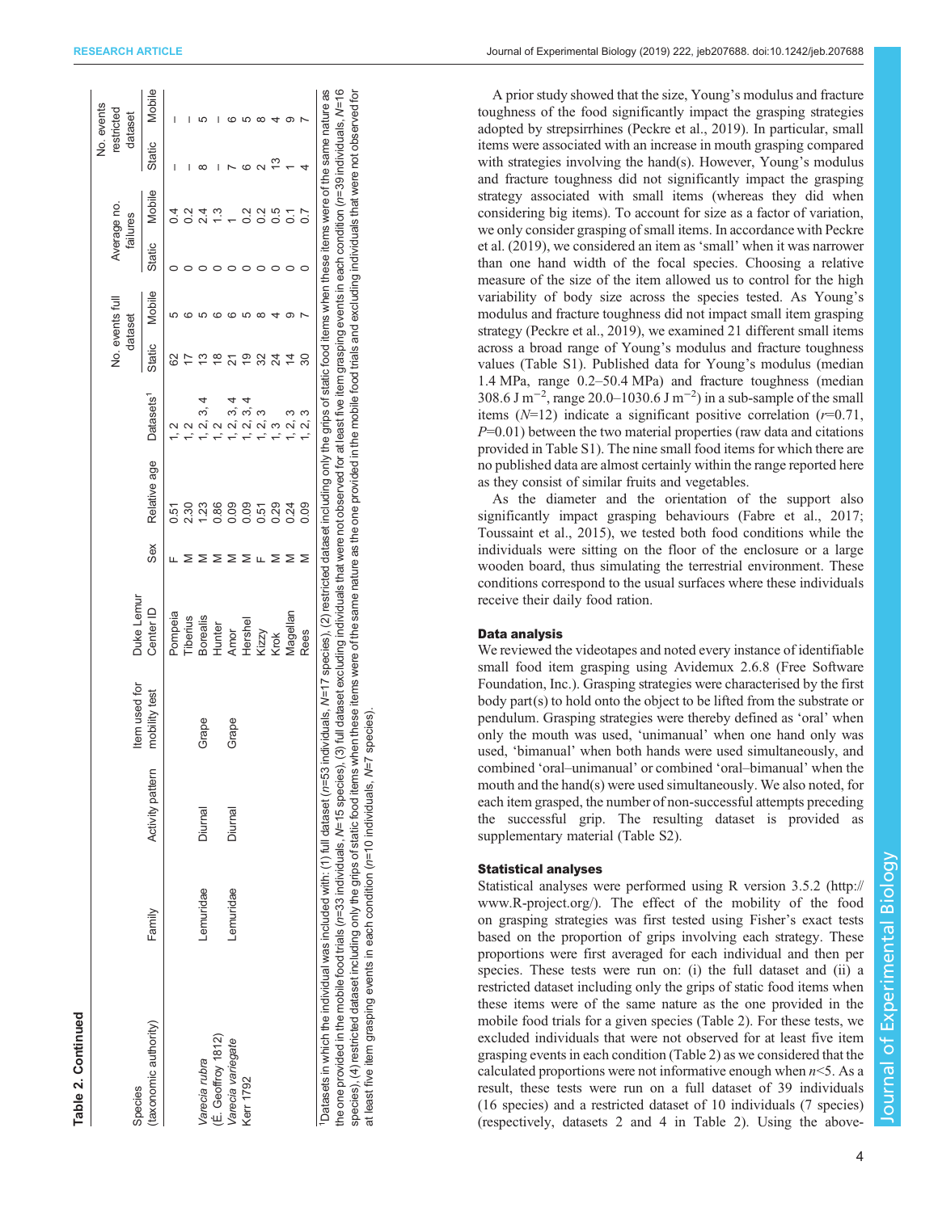**Table 2. Continued**

| Species (taxonomic authority) | Family | Activity pattern | Item used for mobility test | Duke Lemur Center ID | Sex | Relative age | Datasets[1] | No. events full dataset | | Average no. failures | | No. events restricted dataset | |
|---|---|---|---|---|---|---|---|---|---|---|---|---|---|
| | | | | | | | | Static | Mobile | Static | Mobile | Static | Mobile |
| | | | | Pompeia | F | 0.51 | 1, 2 | 62 | 5 | 0 | 0.4 | – | – |
| | | | | Tiberius | M | 2.30 | 1, 2 | 17 | 6 | 0 | 0.2 | – | – |
| *Varecia rubra* (É. Geoffroy 1812) | Lemuridae | Diurnal | Grape | Borealis | M | 1.23 | 1, 2, 3, 4 | 13 | 5 | 0 | 2.4 | 8 | 5 |
| | | | | Hunter | M | 0.86 | 1, 2 | 18 | 6 | 0 | 1.3 | – | – |
| *Varecia variegate* Kerr 1792 | Lemuridae | Diurnal | Grape | Amor | M | 0.09 | 1, 2, 3, 4 | 21 | 6 | 0 | 1 | 7 | 6 |
| | | | | Hershel | M | 0.09 | 1, 2, 3, 4 | 19 | 5 | 0 | 0.2 | 6 | 5 |
| | | | | Kizzy | F | 0.51 | 1, 2, 3 | 32 | 8 | 0 | 0.2 | 2 | 8 |
| | | | | Krok | M | 0.29 | 1, 3 | 24 | 4 | 0 | 0.5 | 13 | 4 |
| | | | | Magellan | M | 0.24 | 1, 2, 3 | 14 | 9 | 0 | 0.1 | 1 | 9 |
| | | | | Rees | M | 0.09 | 1, 2, 3 | 30 | 7 | 0 | 0.7 | 4 | 7 |

[1]Datasets in which the individual was included with: (1) full dataset (*n*=53 individuals, *N*=17 species), (2) restricted dataset including only the grips of static food items when these items were of the same nature as the one provided in the mobile food trials (*n*=33 individuals, *N*=15 species), (3) full dataset excluding individuals that were not observed for at least five item grasping events in each condition (*n*=39 individuals, *N*=16 species), (4) restricted dataset including only the grips of static food items when these items were of the same nature as the one provided in the mobile food trials and excluding individuals that were not observed for at least five item grasping events in each condition (*n*=10 individuals, *N*=7 species).

A prior study showed that the size, Young's modulus and fracture toughness of the food significantly impact the grasping strategies adopted by strepsirrhines (Peckre et al., 2019). In particular, small items were associated with an increase in mouth grasping compared with strategies involving the hand(s). However, Young's modulus and fracture toughness did not significantly impact the grasping strategy associated with small items (whereas they did when considering big items). To account for size as a factor of variation, we only consider grasping of small items. In accordance with Peckre et al. (2019), we considered an item as 'small' when it was narrower than one hand width of the focal species. Choosing a relative measure of the size of the item allowed us to control for the high variability of body size across the species tested. As Young's modulus and fracture toughness did not impact small item grasping strategy (Peckre et al., 2019), we examined 21 different small items across a broad range of Young's modulus and fracture toughness values (Table S1). Published data for Young's modulus (median 1.4 MPa, range 0.2–50.4 MPa) and fracture toughness (median 308.6 J m$^{-2}$, range 20.0–1030.6 J m$^{-2}$) in a sub-sample of the small items ($N$=12) indicate a significant positive correlation ($r$=0.71, $P$=0.01) between the two material properties (raw data and citations provided in Table S1). The nine small food items for which there are no published data are almost certainly within the range reported here as they consist of similar fruits and vegetables.

As the diameter and the orientation of the support also significantly impact grasping behaviours (Fabre et al., 2017; Toussaint et al., 2015), we tested both food conditions while the individuals were sitting on the floor of the enclosure or a large wooden board, thus simulating the terrestrial environment. These conditions correspond to the usual surfaces where these individuals receive their daily food ration.

## Data analysis

We reviewed the videotapes and noted every instance of identifiable small food item grasping using Avidemux 2.6.8 (Free Software Foundation, Inc.). Grasping strategies were characterised by the first body part(s) to hold onto the object to be lifted from the substrate or pendulum. Grasping strategies were thereby defined as 'oral' when only the mouth was used, 'unimanual' when one hand only was used, 'bimanual' when both hands were used simultaneously, and combined 'oral–unimanual' or combined 'oral–bimanual' when the mouth and the hand(s) were used simultaneously. We also noted, for each item grasped, the number of non-successful attempts preceding the successful grip. The resulting dataset is provided as supplementary material (Table S2).

## Statistical analyses

Statistical analyses were performed using R version 3.5.2 (http://www.R-project.org/). The effect of the mobility of the food on grasping strategies was first tested using Fisher's exact tests based on the proportion of grips involving each strategy. These proportions were first averaged for each individual and then per species. These tests were run on: (i) the full dataset and (ii) a restricted dataset including only the grips of static food items when these items were of the same nature as the one provided in the mobile food trials for a given species (Table 2). For these tests, we excluded individuals that were not observed for at least five item grasping events in each condition (Table 2) as we considered that the calculated proportions were not informative enough when $n$<5. As a result, these tests were run on a full dataset of 39 individuals (16 species) and a restricted dataset of 10 individuals (7 species) (respectively, datasets 2 and 4 in Table 2). Using the above-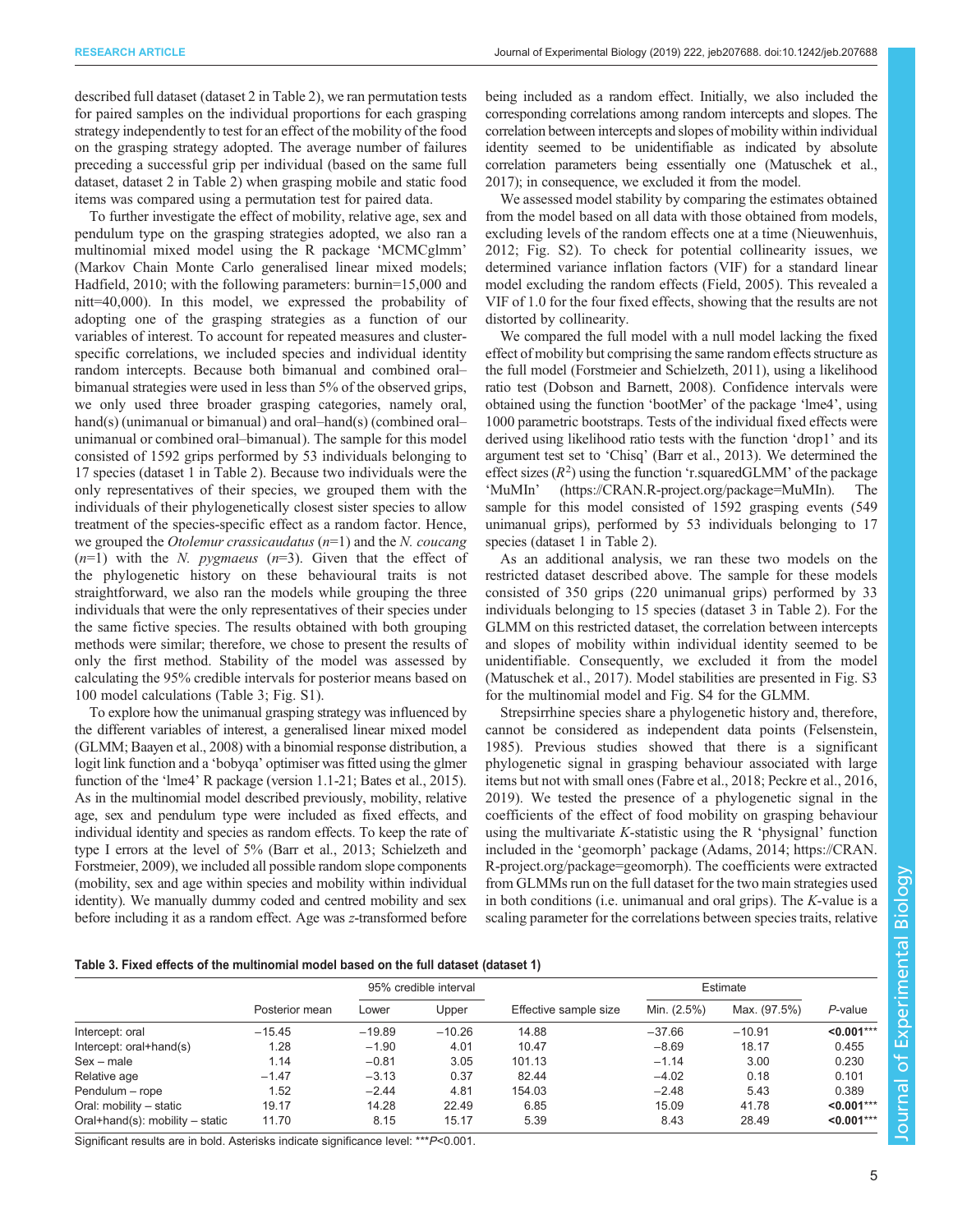described full dataset (dataset 2 in Table 2), we ran permutation tests for paired samples on the individual proportions for each grasping strategy independently to test for an effect of the mobility of the food on the grasping strategy adopted. The average number of failures preceding a successful grip per individual (based on the same full dataset, dataset 2 in Table 2) when grasping mobile and static food items was compared using a permutation test for paired data.

To further investigate the effect of mobility, relative age, sex and pendulum type on the grasping strategies adopted, we also ran a multinomial mixed model using the R package 'MCMCglmm' (Markov Chain Monte Carlo generalised linear mixed models; Hadfield, 2010; with the following parameters: burnin=15,000 and nitt=40,000). In this model, we expressed the probability of adopting one of the grasping strategies as a function of our variables of interest. To account for repeated measures and cluster-specific correlations, we included species and individual identity random intercepts. Because both bimanual and combined oral–bimanual strategies were used in less than 5% of the observed grips, we only used three broader grasping categories, namely oral, hand(s) (unimanual or bimanual) and oral–hand(s) (combined oral–unimanual or combined oral–bimanual). The sample for this model consisted of 1592 grips performed by 53 individuals belonging to 17 species (dataset 1 in Table 2). Because two individuals were the only representatives of their species, we grouped them with the individuals of their phylogenetically closest sister species to allow treatment of the species-specific effect as a random factor. Hence, we grouped the *Otolemur crassicaudatus* ($n$=1) and the *N. coucang* ($n$=1) with the *N. pygmaeus* ($n$=3). Given that the effect of the phylogenetic history on these behavioural traits is not straightforward, we also ran the models while grouping the three individuals that were the only representatives of their species under the same fictive species. The results obtained with both grouping methods were similar; therefore, we chose to present the results of only the first method. Stability of the model was assessed by calculating the 95% credible intervals for posterior means based on 100 model calculations (Table 3; Fig. S1).

To explore how the unimanual grasping strategy was influenced by the different variables of interest, a generalised linear mixed model (GLMM; Baayen et al., 2008) with a binomial response distribution, a logit link function and a 'bobyqa' optimiser was fitted using the glmer function of the 'lme4' R package (version 1.1-21; Bates et al., 2015). As in the multinomial model described previously, mobility, relative age, sex and pendulum type were included as fixed effects, and individual identity and species as random effects. To keep the rate of type I errors at the level of 5% (Barr et al., 2013; Schielzeth and Forstmeier, 2009), we included all possible random slope components (mobility, sex and age within species and mobility within individual identity). We manually dummy coded and centred mobility and sex before including it as a random effect. Age was $z$-transformed before being included as a random effect. Initially, we also included the corresponding correlations among random intercepts and slopes. The correlation between intercepts and slopes of mobility within individual identity seemed to be unidentifiable as indicated by absolute correlation parameters being essentially one (Matuschek et al., 2017); in consequence, we excluded it from the model.

We assessed model stability by comparing the estimates obtained from the model based on all data with those obtained from models, excluding levels of the random effects one at a time (Nieuwenhuis, 2012; Fig. S2). To check for potential collinearity issues, we determined variance inflation factors (VIF) for a standard linear model excluding the random effects (Field, 2005). This revealed a VIF of 1.0 for the four fixed effects, showing that the results are not distorted by collinearity.

We compared the full model with a null model lacking the fixed effect of mobility but comprising the same random effects structure as the full model (Forstmeier and Schielzeth, 2011), using a likelihood ratio test (Dobson and Barnett, 2008). Confidence intervals were obtained using the function 'bootMer' of the package 'lme4', using 1000 parametric bootstraps. Tests of the individual fixed effects were derived using likelihood ratio tests with the function 'drop1' and its argument test set to 'Chisq' (Barr et al., 2013). We determined the effect sizes ($R^2$) using the function 'r.squaredGLMM' of the package 'MuMIn' (https://CRAN.R-project.org/package=MuMIn). The sample for this model consisted of 1592 grasping events (549 unimanual grips), performed by 53 individuals belonging to 17 species (dataset 1 in Table 2).

As an additional analysis, we ran these two models on the restricted dataset described above. The sample for these models consisted of 350 grips (220 unimanual grips) performed by 33 individuals belonging to 15 species (dataset 3 in Table 2). For the GLMM on this restricted dataset, the correlation between intercepts and slopes of mobility within individual identity seemed to be unidentifiable. Consequently, we excluded it from the model (Matuschek et al., 2017). Model stabilities are presented in Fig. S3 for the multinomial model and Fig. S4 for the GLMM.

Strepsirrhine species share a phylogenetic history and, therefore, cannot be considered as independent data points (Felsenstein, 1985). Previous studies showed that there is a significant phylogenetic signal in grasping behaviour associated with large items but not with small ones (Fabre et al., 2018; Peckre et al., 2016, 2019). We tested the presence of a phylogenetic signal in the coefficients of the effect of food mobility on grasping behaviour using the multivariate $K$-statistic using the R 'physignal' function included in the 'geomorph' package (Adams, 2014; https://CRAN.R-project.org/package=geomorph). The coefficients were extracted from GLMMs run on the full dataset for the two main strategies used in both conditions (i.e. unimanual and oral grips). The $K$-value is a scaling parameter for the correlations between species traits, relative

**Table 3. Fixed effects of the multinomial model based on the full dataset (dataset 1)**

| | Posterior mean | 95% credible interval | | Effective sample size | Estimate | | $P$-value |
|---|---|---|---|---|---|---|---|
| | | Lower | Upper | | Min. (2.5%) | Max. (97.5%) | |
| Intercept: oral | −15.45 | −19.89 | −10.26 | 14.88 | −37.66 | −10.91 | **<0.001*****|
| Intercept: oral+hand(s) | 1.28 | −1.90 | 4.01 | 10.47 | −8.69 | 18.17 | 0.455 |
| Sex – male | 1.14 | −0.81 | 3.05 | 101.13 | −1.14 | 3.00 | 0.230 |
| Relative age | −1.47 | −3.13 | 0.37 | 82.44 | −4.02 | 0.18 | 0.101 |
| Pendulum – rope | 1.52 | −2.44 | 4.81 | 154.03 | −2.48 | 5.43 | 0.389 |
| Oral: mobility – static | 19.17 | 14.28 | 22.49 | 6.85 | 15.09 | 41.78 | **<0.001*****|
| Oral+hand(s): mobility – static | 11.70 | 8.15 | 15.17 | 5.39 | 8.43 | 28.49 | **<0.001*****|

Significant results are in bold. Asterisks indicate significance level: ***$P$<0.001.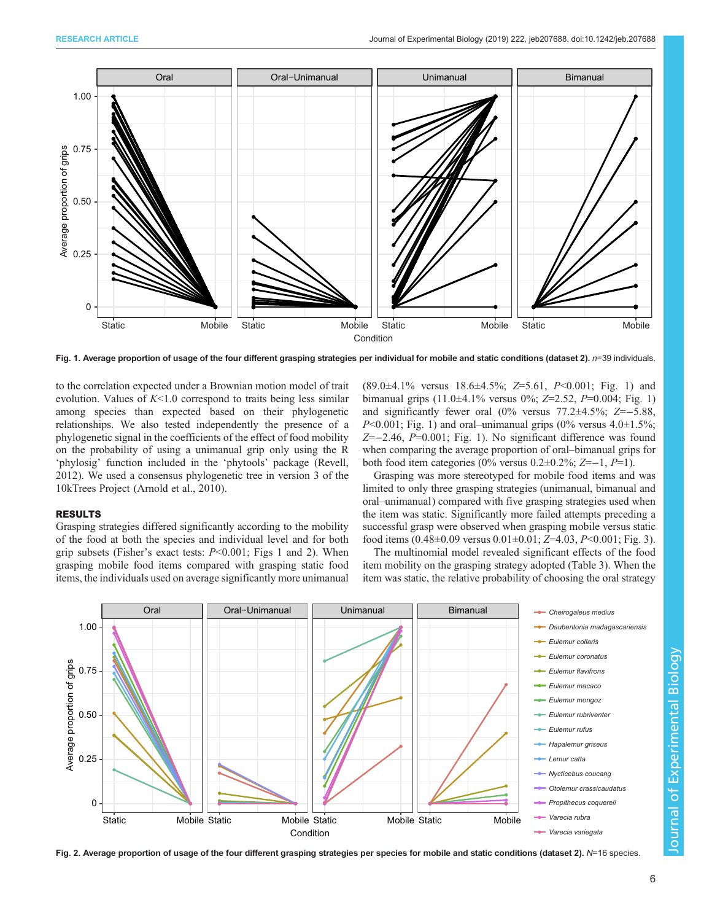Fig. 1. Average proportion of usage of the four different grasping strategies per individual for mobile and static conditions (dataset 2). $n$=39 individuals.

to the correlation expected under a Brownian motion model of trait evolution. Values of $K$<1.0 correspond to traits being less similar among species than expected based on their phylogenetic relationships. We also tested independently the presence of a phylogenetic signal in the coefficients of the effect of food mobility on the probability of using a unimanual grip only using the R 'phylosig' function included in the 'phytools' package (Revell, 2012). We used a consensus phylogenetic tree in version 3 of the 10kTrees Project (Arnold et al., 2010).

## RESULTS

Grasping strategies differed significantly according to the mobility of the food at both the species and individual level and for both grip subsets (Fisher's exact tests: $P$<0.001; Figs 1 and 2). When grasping mobile food items compared with grasping static food items, the individuals used on average significantly more unimanual (89.0±4.1% versus 18.6±4.5%; $Z$=5.61, $P$<0.001; Fig. 1) and bimanual grips (11.0±4.1% versus 0%; $Z$=2.52, $P$=0.004; Fig. 1) and significantly fewer oral (0% versus 77.2±4.5%; $Z$=−5.88, $P$<0.001; Fig. 1) and oral–unimanual grips (0% versus 4.0±1.5%; $Z$=−2.46, $P$=0.001; Fig. 1). No significant difference was found when comparing the average proportion of oral–bimanual grips for both food item categories (0% versus 0.2±0.2%; $Z$=−1, $P$=1).

Grasping was more stereotyped for mobile food items and was limited to only three grasping strategies (unimanual, bimanual and oral–unimanual) compared with five grasping strategies used when the item was static. Significantly more failed attempts preceding a successful grasp were observed when grasping mobile versus static food items (0.48±0.09 versus 0.01±0.01; $Z$=4.03, $P$<0.001; Fig. 3).

The multinomial model revealed significant effects of the food item mobility on the grasping strategy adopted (Table 3). When the item was static, the relative probability of choosing the oral strategy

Fig. 2. Average proportion of usage of the four different grasping strategies per species for mobile and static conditions (dataset 2). $N$=16 species.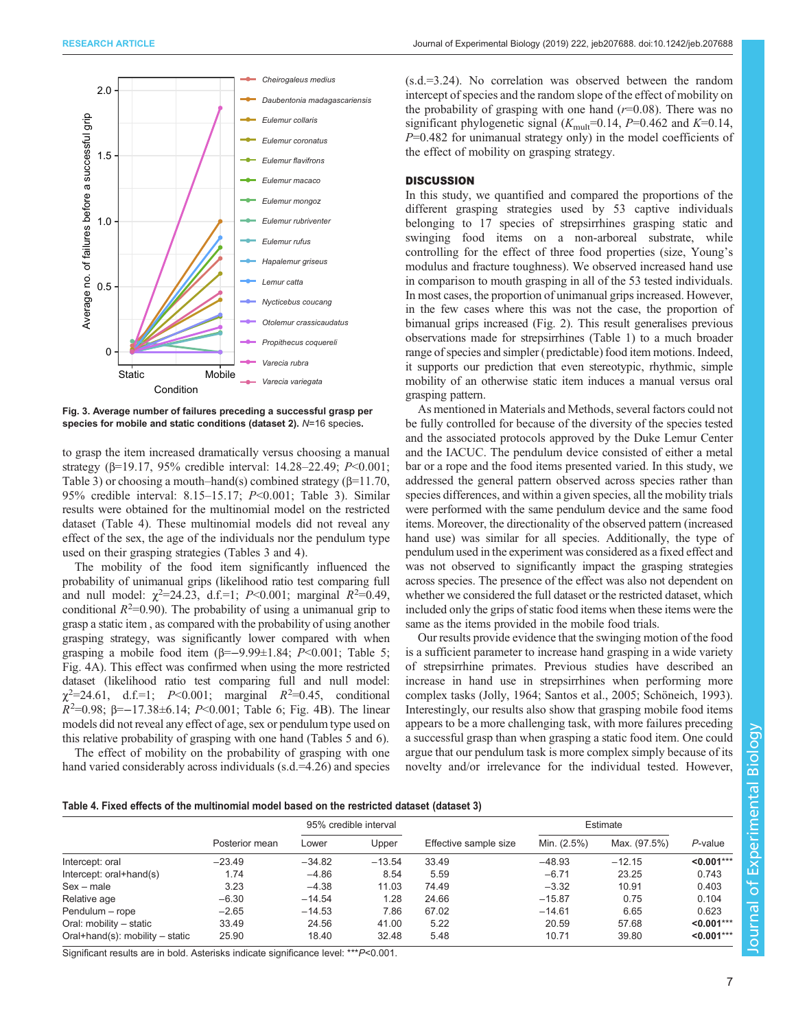2.0

1.5

1.0

0.5

0

Average no. of failures before a successful grip

Static

Mobile

Condition

*Cheirogaleus medius*

*Daubentonia madagascariensis*

*Eulemur collaris*

*Eulemur coronatus*

*Eulemur flavifrons*

*Eulemur macaco*

*Eulemur mongoz*

*Eulemur rubriventer*

*Eulemur rufus*

*Hapalemur griseus*

*Lemur catta*

*Nycticebus coucang*

*Otolemur crassicaudatus*

*Propithecus coquereli*

*Varecia rubra*

*Varecia variegata*

**Fig. 3. Average number of failures preceding a successful grasp per species for mobile and static conditions (dataset 2).** *N*=16 species.

to grasp the item increased dramatically versus choosing a manual strategy (β=19.17, 95% credible interval: 14.28–22.49; $P<0.001$; Table 3) or choosing a mouth–hand(s) combined strategy (β=11.70, 95% credible interval: 8.15–15.17; $P<0.001$; Table 3). Similar results were obtained for the multinomial model on the restricted dataset (Table 4). These multinomial models did not reveal any effect of the sex, the age of the individuals nor the pendulum type used on their grasping strategies (Tables 3 and 4).

The mobility of the food item significantly influenced the probability of unimanual grips (likelihood ratio test comparing full and null model: $\chi^2$=24.23, d.f.=1; $P<0.001$; marginal $R^2$=0.49, conditional $R^2$=0.90). The probability of using a unimanual grip to grasp a static item , as compared with the probability of using another grasping strategy, was significantly lower compared with when grasping a mobile food item (β=−9.99±1.84; $P<0.001$; Table 5; Fig. 4A). This effect was confirmed when using the more restricted dataset (likelihood ratio test comparing full and null model: $\chi^2$=24.61, d.f.=1; $P<0.001$; marginal $R^2$=0.45, conditional $R^2$=0.98; β=−17.38±6.14; $P<0.001$; Table 6; Fig. 4B). The linear models did not reveal any effect of age, sex or pendulum type used on this relative probability of grasping with one hand (Tables 5 and 6).

The effect of mobility on the probability of grasping with one hand varied considerably across individuals (s.d.=4.26) and species (s.d.=3.24). No correlation was observed between the random intercept of species and the random slope of the effect of mobility on the probability of grasping with one hand ($r$=0.08). There was no significant phylogenetic signal ($K_{mult}$=0.14, $P$=0.462 and $K$=0.14, $P$=0.482 for unimanual strategy only) in the model coefficients of the effect of mobility on grasping strategy.

## DISCUSSION

In this study, we quantified and compared the proportions of the different grasping strategies used by 53 captive individuals belonging to 17 species of strepsirrhines grasping static and swinging food items on a non-arboreal substrate, while controlling for the effect of three food properties (size, Young's modulus and fracture toughness). We observed increased hand use in comparison to mouth grasping in all of the 53 tested individuals. In most cases, the proportion of unimanual grips increased. However, in the few cases where this was not the case, the proportion of bimanual grips increased (Fig. 2). This result generalises previous observations made for strepsirrhines (Table 1) to a much broader range of species and simpler (predictable) food item motions. Indeed, it supports our prediction that even stereotypic, rhythmic, simple mobility of an otherwise static item induces a manual versus oral grasping pattern.

As mentioned in Materials and Methods, several factors could not be fully controlled for because of the diversity of the species tested and the associated protocols approved by the Duke Lemur Center and the IACUC. The pendulum device consisted of either a metal bar or a rope and the food items presented varied. In this study, we addressed the general pattern observed across species rather than species differences, and within a given species, all the mobility trials were performed with the same pendulum device and the same food items. Moreover, the directionality of the observed pattern (increased hand use) was similar for all species. Additionally, the type of pendulum used in the experiment was considered as a fixed effect and was not observed to significantly impact the grasping strategies across species. The presence of the effect was also not dependent on whether we considered the full dataset or the restricted dataset, which included only the grips of static food items when these items were the same as the items provided in the mobile food trials.

Our results provide evidence that the swinging motion of the food is a sufficient parameter to increase hand grasping in a wide variety of strepsirrhine primates. Previous studies have described an increase in hand use in strepsirrhines when performing more complex tasks (Jolly, 1964; Santos et al., 2005; Schöneich, 1993). Interestingly, our results also show that grasping mobile food items appears to be a more challenging task, with more failures preceding a successful grasp than when grasping a static food item. One could argue that our pendulum task is more complex simply because of its novelty and/or irrelevance for the individual tested. However,

**Table 4. Fixed effects of the multinomial model based on the restricted dataset (dataset 3)**

| | | 95% credible interval | | | Estimate | | |
|---|---|---|---|---|---|---|---|
| | Posterior mean | Lower | Upper | Effective sample size | Min. (2.5%) | Max. (97.5%) | *P*-value |
| Intercept: oral | −23.49 | −34.82 | −13.54 | 33.49 | −48.93 | −12.15 | **<0.001*****|
| Intercept: oral+hand(s) | 1.74 | −4.86 | 8.54 | 5.59 | −6.71 | 23.25 | 0.743 |
| Sex – male | 3.23 | −4.38 | 11.03 | 74.49 | −3.32 | 10.91 | 0.403 |
| Relative age | −6.30 | −14.54 | 1.28 | 24.66 | −15.87 | 0.75 | 0.104 |
| Pendulum – rope | −2.65 | −14.53 | 7.86 | 67.02 | −14.61 | 6.65 | 0.623 |
| Oral: mobility – static | 33.49 | 24.56 | 41.00 | 5.22 | 20.59 | 57.68 | **<0.001*****|
| Oral+hand(s): mobility – static | 25.90 | 18.40 | 32.48 | 5.48 | 10.71 | 39.80 | **<0.001*****|

Significant results are in bold. Asterisks indicate significance level: ***$P<0.001$.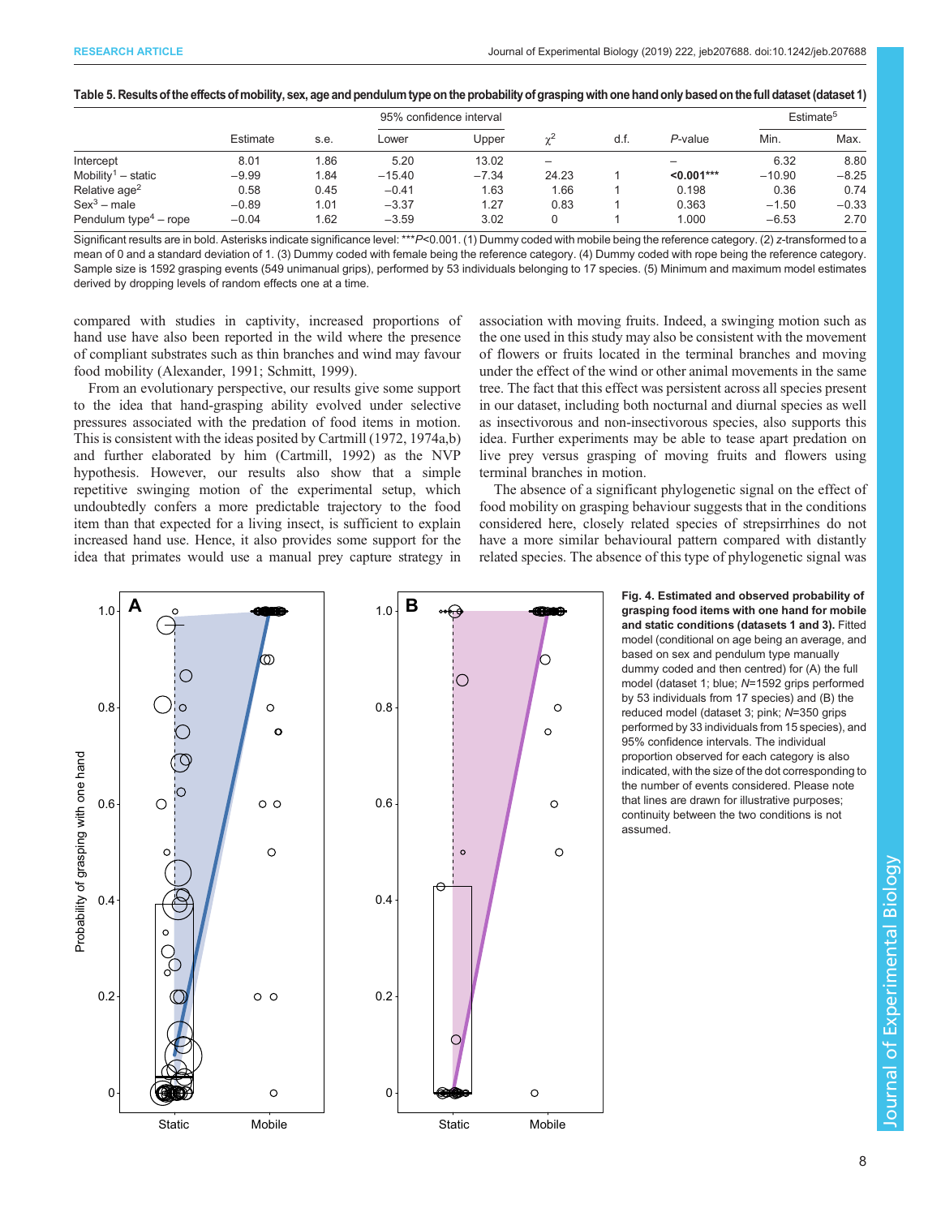**Table 5. Results of the effects of mobility, sex, age and pendulum type on the probability of grasping with one hand only based on the full dataset (dataset 1)**

| | Estimate | s.e. | 95% confidence interval Lower | Upper | $\chi^2$ | d.f. | *P*-value | Estimate[5] Min. | Max. |
|---|---|---|---|---|---|---|---|---|---|
| Intercept | 8.01 | 1.86 | 5.20 | 13.02 | – | | – | 6.32 | 8.80 |
| Mobility[1] – static | −9.99 | 1.84 | −15.40 | −7.34 | 24.23 | 1 | **<0.001*** ** | −10.90 | −8.25 |
| Relative age[2] | 0.58 | 0.45 | −0.41 | 1.63 | 1.66 | 1 | 0.198 | 0.36 | 0.74 |
| Sex[3] – male | −0.89 | 1.01 | −3.37 | 1.27 | 0.83 | 1 | 0.363 | −1.50 | −0.33 |
| Pendulum type[4] – rope | −0.04 | 1.62 | −3.59 | 3.02 | 0 | 1 | 1.000 | −6.53 | 2.70 |

Significant results are in bold. Asterisks indicate significance level: ****P*<0.001. (1) Dummy coded with mobile being the reference category. (2) *z*-transformed to a mean of 0 and a standard deviation of 1. (3) Dummy coded with female being the reference category. (4) Dummy coded with rope being the reference category. Sample size is 1592 grasping events (549 unimanual grips), performed by 53 individuals belonging to 17 species. (5) Minimum and maximum model estimates derived by dropping levels of random effects one at a time.

compared with studies in captivity, increased proportions of hand use have also been reported in the wild where the presence of compliant substrates such as thin branches and wind may favour food mobility (Alexander, 1991; Schmitt, 1999).

From an evolutionary perspective, our results give some support to the idea that hand-grasping ability evolved under selective pressures associated with the predation of food items in motion. This is consistent with the ideas posited by Cartmill (1972, 1974a,b) and further elaborated by him (Cartmill, 1992) as the NVP hypothesis. However, our results also show that a simple repetitive swinging motion of the experimental setup, which undoubtedly confers a more predictable trajectory to the food item than that expected for a living insect, is sufficient to explain increased hand use. Hence, it also provides some support for the idea that primates would use a manual prey capture strategy in association with moving fruits. Indeed, a swinging motion such as the one used in this study may also be consistent with the movement of flowers or fruits located in the terminal branches and moving under the effect of the wind or other animal movements in the same tree. The fact that this effect was persistent across all species present in our dataset, including both nocturnal and diurnal species as well as insectivorous and non-insectivorous species, also supports this idea. Further experiments may be able to tease apart predation on live prey versus grasping of moving fruits and flowers using terminal branches in motion.

The absence of a significant phylogenetic signal on the effect of food mobility on grasping behaviour suggests that in the conditions considered here, closely related species of strepsirrhines do not have a more similar behavioural pattern compared with distantly related species. The absence of this type of phylogenetic signal was

**Fig. 4. Estimated and observed probability of grasping food items with one hand for mobile and static conditions (datasets 1 and 3).** Fitted model (conditional on age being an average, and based on sex and pendulum type manually dummy coded and then centred) for (A) the full model (dataset 1; blue; *N*=1592 grips performed by 53 individuals from 17 species) and (B) the reduced model (dataset 3; pink; *N*=350 grips performed by 33 individuals from 15 species), and 95% confidence intervals. The individual proportion observed for each category is also indicated, with the size of the dot corresponding to the number of events considered. Please note that lines are drawn for illustrative purposes; continuity between the two conditions is not assumed.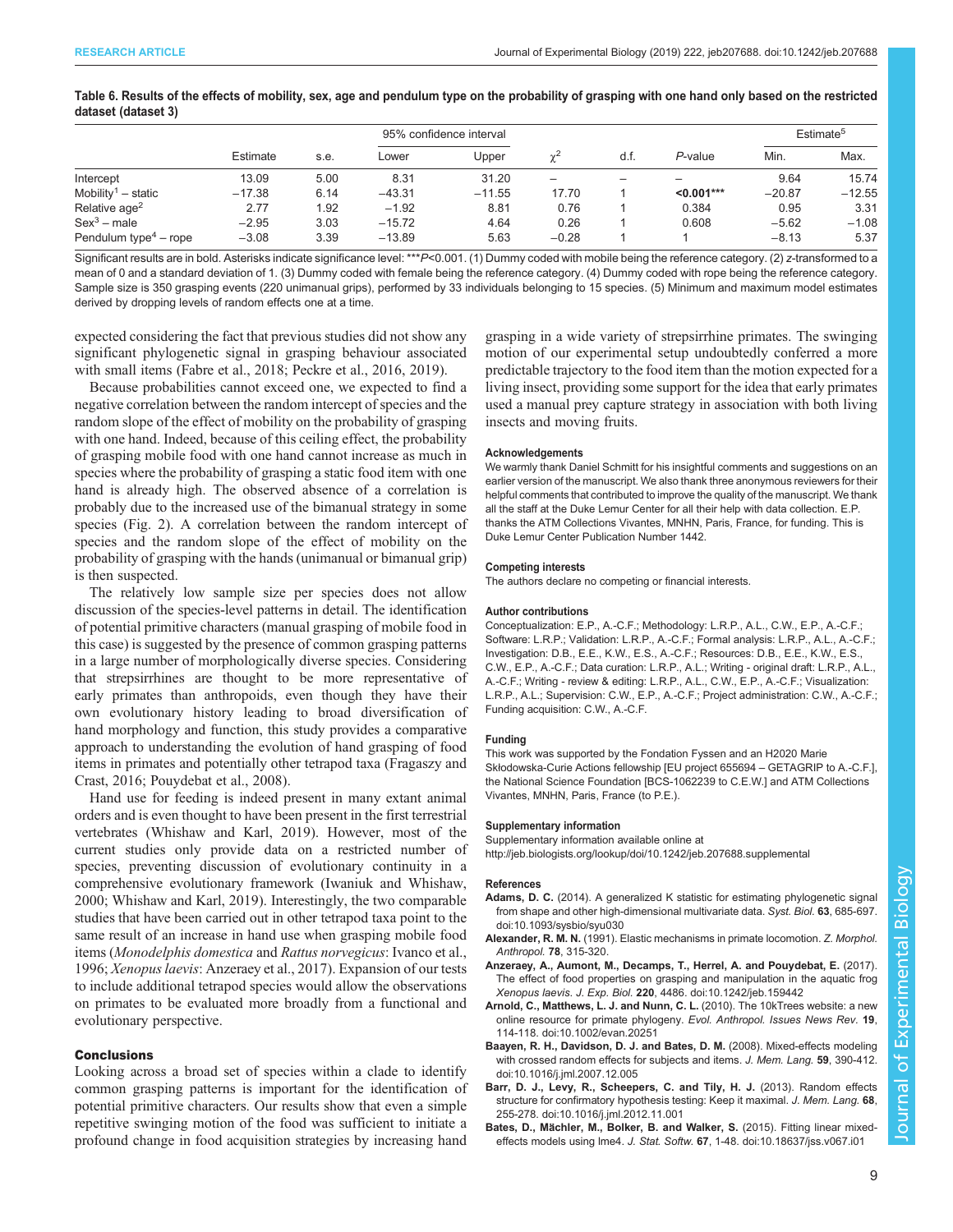**Table 6. Results of the effects of mobility, sex, age and pendulum type on the probability of grasping with one hand only based on the restricted dataset (dataset 3)**

| | | | 95% confidence interval | | | | | Estimate[5] | |
|---|---|---|---|---|---|---|---|---|---|
| | Estimate | s.e. | Lower | Upper | $\chi^2$ | d.f. | *P*-value | Min. | Max. |
| Intercept | 13.09 | 5.00 | 8.31 | 31.20 | – | – | – | 9.64 | 15.74 |
| Mobility[1] – static | −17.38 | 6.14 | −43.31 | −11.55 | 17.70 | 1 | **<0.001*** ** | −20.87 | −12.55 |
| Relative age[2] | 2.77 | 1.92 | −1.92 | 8.81 | 0.76 | 1 | 0.384 | 0.95 | 3.31 |
| Sex[3] – male | −2.95 | 3.03 | −15.72 | 4.64 | 0.26 | 1 | 0.608 | −5.62 | −1.08 |
| Pendulum type[4] – rope | −3.08 | 3.39 | −13.89 | 5.63 | −0.28 | 1 | 1 | −8.13 | 5.37 |

Significant results are in bold. Asterisks indicate significance level: ***$P$<0.001. (1) Dummy coded with mobile being the reference category. (2) $z$-transformed to a mean of 0 and a standard deviation of 1. (3) Dummy coded with female being the reference category. (4) Dummy coded with rope being the reference category. Sample size is 350 grasping events (220 unimanual grips), performed by 33 individuals belonging to 15 species. (5) Minimum and maximum model estimates derived by dropping levels of random effects one at a time.

expected considering the fact that previous studies did not show any significant phylogenetic signal in grasping behaviour associated with small items (Fabre et al., 2018; Peckre et al., 2016, 2019).

Because probabilities cannot exceed one, we expected to find a negative correlation between the random intercept of species and the random slope of the effect of mobility on the probability of grasping with one hand. Indeed, because of this ceiling effect, the probability of grasping mobile food with one hand cannot increase as much in species where the probability of grasping a static food item with one hand is already high. The observed absence of a correlation is probably due to the increased use of the bimanual strategy in some species (Fig. 2). A correlation between the random intercept of species and the random slope of the effect of mobility on the probability of grasping with the hands (unimanual or bimanual grip) is then suspected.

The relatively low sample size per species does not allow discussion of the species-level patterns in detail. The identification of potential primitive characters (manual grasping of mobile food in this case) is suggested by the presence of common grasping patterns in a large number of morphologically diverse species. Considering that strepsirrhines are thought to be more representative of early primates than anthropoids, even though they have their own evolutionary history leading to broad diversification of hand morphology and function, this study provides a comparative approach to understanding the evolution of hand grasping of food items in primates and potentially other tetrapod taxa (Fragaszy and Crast, 2016; Pouydebat et al., 2008).

Hand use for feeding is indeed present in many extant animal orders and is even thought to have been present in the first terrestrial vertebrates (Whishaw and Karl, 2019). However, most of the current studies only provide data on a restricted number of species, preventing discussion of evolutionary continuity in a comprehensive evolutionary framework (Iwaniuk and Whishaw, 2000; Whishaw and Karl, 2019). Interestingly, the two comparable studies that have been carried out in other tetrapod taxa point to the same result of an increase in hand use when grasping mobile food items (*Monodelphis domestica* and *Rattus norvegicus*: Ivanco et al., 1996; *Xenopus laevis*: Anzeraey et al., 2017). Expansion of our tests to include additional tetrapod species would allow the observations on primates to be evaluated more broadly from a functional and evolutionary perspective.

## Conclusions

Looking across a broad set of species within a clade to identify common grasping patterns is important for the identification of potential primitive characters. Our results show that even a simple repetitive swinging motion of the food was sufficient to initiate a profound change in food acquisition strategies by increasing hand grasping in a wide variety of strepsirrhine primates. The swinging motion of our experimental setup undoubtedly conferred a more predictable trajectory to the food item than the motion expected for a living insect, providing some support for the idea that early primates used a manual prey capture strategy in association with both living insects and moving fruits.

#### Acknowledgements

We warmly thank Daniel Schmitt for his insightful comments and suggestions on an earlier version of the manuscript. We also thank three anonymous reviewers for their helpful comments that contributed to improve the quality of the manuscript. We thank all the staff at the Duke Lemur Center for all their help with data collection. E.P. thanks the ATM Collections Vivantes, MNHN, Paris, France, for funding. This is Duke Lemur Center Publication Number 1442.

#### Competing interests

The authors declare no competing or financial interests.

#### Author contributions

Conceptualization: E.P., A.-C.F.; Methodology: L.R.P., A.L., C.W., E.P., A.-C.F.; Software: L.R.P.; Validation: L.R.P., A.-C.F.; Formal analysis: L.R.P., A.L., A.-C.F.; Investigation: D.B., E.E., K.W., E.S., A.-C.F.; Resources: D.B., E.E., K.W., E.S., C.W., E.P., A.-C.F.; Data curation: L.R.P., A.L.; Writing - original draft: L.R.P., A.L., A.-C.F.; Writing - review & editing: L.R.P., A.L., C.W., E.P., A.-C.F.; Visualization: L.R.P., A.L.; Supervision: C.W., E.P., A.-C.F.; Project administration: C.W., A.-C.F.; Funding acquisition: C.W., A.-C.F.

#### Funding

This work was supported by the Fondation Fyssen and an H2020 Marie Skłodowska-Curie Actions fellowship [EU project 655694 – GETAGRIP to A.-C.F.], the National Science Foundation [BCS-1062239 to C.E.W.] and ATM Collections Vivantes, MNHN, Paris, France (to P.E.).

#### Supplementary information

Supplementary information available online at
http://jeb.biologists.org/lookup/doi/10.1242/jeb.207688.supplemental

#### References

**Adams, D. C.** (2014). A generalized K statistic for estimating phylogenetic signal from shape and other high-dimensional multivariate data. *Syst. Biol.* **63**, 685-697. doi:10.1093/sysbio/syu030

**Alexander, R. M. N.** (1991). Elastic mechanisms in primate locomotion. *Z. Morphol. Anthropol.* **78**, 315-320.

**Anzeraey, A., Aumont, M., Decamps, T., Herrel, A. and Pouydebat, E.** (2017). The effect of food properties on grasping and manipulation in the aquatic frog *Xenopus laevis*. *J. Exp. Biol.* **220**, 4486. doi:10.1242/jeb.159442

**Arnold, C., Matthews, L. J. and Nunn, C. L.** (2010). The 10kTrees website: a new online resource for primate phylogeny. *Evol. Anthropol. Issues News Rev.* **19**, 114-118. doi:10.1002/evan.20251

**Baayen, R. H., Davidson, D. J. and Bates, D. M.** (2008). Mixed-effects modeling with crossed random effects for subjects and items. *J. Mem. Lang.* **59**, 390-412. doi:10.1016/j.jml.2007.12.005

**Barr, D. J., Levy, R., Scheepers, C. and Tily, H. J.** (2013). Random effects structure for confirmatory hypothesis testing: Keep it maximal. *J. Mem. Lang.* **68**, 255-278. doi:10.1016/j.jml.2012.11.001

**Bates, D., Mächler, M., Bolker, B. and Walker, S.** (2015). Fitting linear mixed-effects models using lme4. *J. Stat. Softw.* **67**, 1-48. doi:10.18637/jss.v067.i01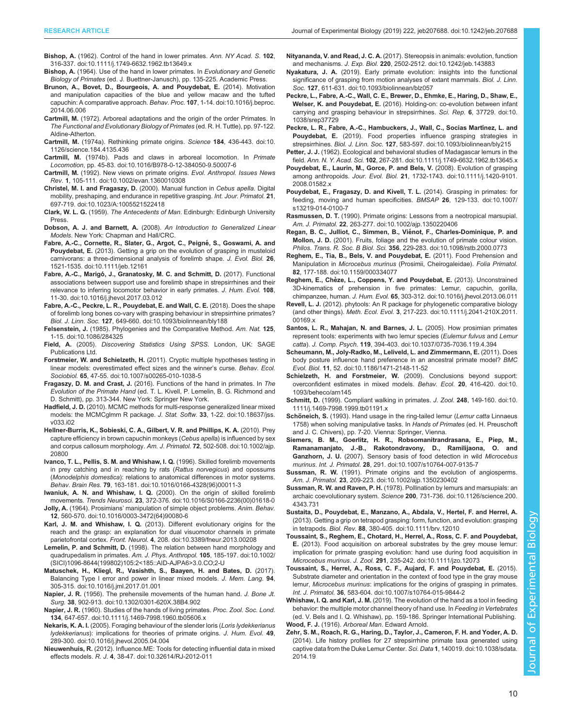**Bishop, A.** (1962). Control of the hand in lower primates. *Ann. NY Acad. S.* **102**, 316-337. doi:10.1111/j.1749-6632.1962.tb13649.x

**Bishop, A.** (1964). Use of the hand in lower primates. In *Evolutionary and Genetic Biology of Primates* (ed. J. Buettner-Janusch), pp. 135-225. Academic Press.

**Brunon, A., Bovet, D., Bourgeois, A. and Pouydebat, E.** (2014). Motivation and manipulation capacities of the blue and yellow macaw and the tufted capuchin: A comparative approach. *Behav. Proc.* **107**, 1-14. doi:10.1016/j.beproc.2014.06.006

**Cartmill, M.** (1972). Arboreal adaptations and the origin of the order Primates. In *The Functional and Evolutionary Biology of Primates* (ed. R. H. Tuttle), pp. 97-122. Aldine-Atherton.

**Cartmill, M.** (1974a). Rethinking primate origins. *Science* **184**, 436-443. doi:10.1126/science.184.4135.436

**Cartmill, M.** (1974b). Pads and claws in arboreal locomotion. In *Primate Locomotion*, pp. 45-83. doi:10.1016/B978-0-12-384050-9.50007-6

**Cartmill, M.** (1992). New views on primate origins. *Evol. Anthropol. Issues News Rev.* **1**, 105-111. doi:10.1002/evan.1360010308

**Christel, M. I. and Fragaszy, D.** (2000). Manual function in *Cebus apella*. Digital mobility, preshaping, and endurance in repetitive grasping. *Int. Jour. Primatol.* **21**, 697-719. doi:10.1023/A:1005521522418

**Clark, W. L. G.** (1959). *The Antecedents of Man*. Edinburgh: Edinburgh University Press.

**Dobson, A. J. and Barnett, A.** (2008). *An Introduction to Generalized Linear Models*. New York: Chapman and Hall/CRC.

**Fabre, A.-C., Cornette, R., Slater, G., Argot, C., Peigné, S., Goswami, A. and Pouydebat, E.** (2013). Getting a grip on the evolution of grasping in musteloid carnivorans: a three-dimensional analysis of forelimb shape. *J. Evol. Biol.* **26**, 1521-1535. doi:10.1111/jeb.12161

**Fabre, A.-C., Marigó, J., Granatosky, M. C. and Schmitt, D.** (2017). Functional associations between support use and forelimb shape in strepsirrhines and their relevance to inferring locomotor behavior in early primates. *J. Hum. Evol.* **108**, 11-30. doi:10.1016/j.jhevol.2017.03.012

**Fabre, A.-C., Peckre, L. R., Pouydebat, E. and Wall, C. E.** (2018). Does the shape of forelimb long bones co-vary with grasping behaviour in strepsirrhine primates? *Biol. J. Linn. Soc.* **127**, 649-660. doi:10.1093/biolinnean/bly188

**Felsenstein, J.** (1985). Phylogenies and the Comparative Method. *Am. Nat.* **125**, 1-15. doi:10.1086/284325

**Field, A.** (2005). *Discovering Statistics Using SPSS*. London, UK: SAGE Publications Ltd.

**Forstmeier, W. and Schielzeth, H.** (2011). Cryptic multiple hypotheses testing in linear models: overestimated effect sizes and the winner's curse. *Behav. Ecol. Sociobiol.* **65**, 47-55. doi:10.1007/s00265-010-1038-5

**Fragaszy, D. M. and Crast, J.** (2016). Functions of the hand in primates. In *The Evolution of the Primate Hand* (ed. T. L. Kivell, P. Lemelin, B. G. Richmond and D. Schmitt), pp. 313-344. New York: Springer New York.

**Hadfield, J. D.** (2010). MCMC methods for multi-response generalized linear mixed models: the MCMCglmm R package. *J. Stat. Softw.* **33**, 1-22. doi:10.18637/jss.v033.i02

**Hellner-Burris, K., Sobieski, C. A., Gilbert, V. R. and Phillips, K. A.** (2010). Prey capture efficiency in brown capuchin monkeys (*Cebus apella*) is influenced by sex and corpus callosum morphology. *Am. J. Primatol.* **72**, 502-508. doi:10.1002/ajp.20800

**Ivanco, T. L., Pellis, S. M. and Whishaw, I. Q.** (1996). Skilled forelimb movements in prey catching and in reaching by rats (*Rattus norvegicus*) and opossums (*Monodelphis domestica*): relations to anatomical differences in motor systems. *Behav. Brain Res.* **79**, 163-181. doi:10.1016/0166-4328(96)00011-3

**Iwaniuk, A. N. and Whishaw, I. Q.** (2000). On the origin of skilled forelimb movements. *Trends Neurosci.* **23**, 372-376. doi:10.1016/S0166-2236(00)01618-0

**Jolly, A.** (1964). Prosimians' manipulation of simple object problems. *Anim. Behav.* **12**, 560-570. doi:10.1016/0003-3472(64)90080-6

**Karl, J. M. and Whishaw, I. Q.** (2013). Different evolutionary origins for the reach and the grasp: an explanation for dual visuomotor channels in primate parietofrontal cortex. *Front. Neurol.* **4**, 208. doi:10.3389/fneur.2013.00208

**Lemelin, P. and Schmitt, D.** (1998). The relation between hand morphology and quadrupedalism in primates. *Am. J. Phys. Anthropol.* **105**, 185-197. doi:10.1002/(SICI)1096-8644(199802)105:2<185::AID-AJPA6>3.0.CO;2-U

**Matuschek, H., Kliegl, R., Vasishth, S., Baayen, H. and Bates, D.** (2017). Balancing Type I error and power in linear mixed models. *J. Mem. Lang.* **94**, 305-315. doi:10.1016/j.jml.2017.01.001

**Napier, J. R.** (1956). The prehensile movements of the human hand. *J. Bone Jt. Surg.* **38**, 902-913. doi:10.1302/0301-620X.38B4.902

**Napier, J. R.** (1960). Studies of the hands of living primates. *Proc. Zool. Soc. Lond.* **134**, 647-657. doi:10.1111/j.1469-7998.1960.tb05606.x

**Nekaris, K. A. I.** (2005). Foraging behaviour of the slender loris (*Loris lydekkerianus lydekkerianus*): implications for theories of primate origins. *J. Hum. Evol.* **49**, 289-300. doi:10.1016/j.jhevol.2005.04.004

**Nieuwenhuis, R.** (2012). Influence.ME: Tools for detecting influential data in mixed effects models. *R. J.* **4**, 38-47. doi:10.32614/RJ-2012-011

**Nityananda, V. and Read, J. C. A.** (2017). Stereopsis in animals: evolution, function and mechanisms. *J. Exp. Biol.* **220**, 2502-2512. doi:10.1242/jeb.143883

**Nyakatura, J. A.** (2019). Early primate evolution: insights into the functional significance of grasping from motion analyses of extant mammals. *Biol. J. Linn. Soc.* **127**, 611-631. doi:10.1093/biolinnean/blz057

**Peckre, L., Fabre, A.-C., Wall, C. E., Brewer, D., Ehmke, E., Haring, D., Shaw, E., Welser, K. and Pouydebat, E.** (2016). Holding-on: co-evolution between infant carrying and grasping behaviour in strepsirrhines. *Sci. Rep.* **6**, 37729. doi:10.1038/srep37729

**Peckre, L. R., Fabre, A.-C., Hambuckers, J., Wall, C., Socias Martínez, L. and Pouydebat, E.** (2019). Food properties influence grasping strategies in strepsirrhines. *Biol. J. Linn. Soc.* **127**, 583-597. doi:10.1093/biolinnean/bly215

**Petter, J. J.** (1962). Ecological and behavioral studies of Madagascar lemurs in the field. *Ann. N. Y. Acad. Sci.* **102**, 267-281. doi:10.1111/j.1749-6632.1962.tb13645.x

**Pouydebat, E., Laurin, M., Gorce, P. and Bels, V.** (2008). Evolution of grasping among anthropoids. *Jour. Evol. Biol.* **21**, 1732-1743. doi:10.1111/j.1420-9101.2008.01582.x

**Pouydebat, E., Fragaszy, D. and Kivell, T. L.** (2014). Grasping in primates: for feeding, moving and human specificities. *BMSAP* **26**, 129-133. doi:10.1007/s13219-014-0100-7

**Rasmussen, D. T.** (1990). Primate origins: Lessons from a neotropical marsupial. *Am. J. Primatol.* **22**, 263-277. doi:10.1002/ajp.1350220406

**Regan, B. C., Julliot, C., Simmen, B., Viénot, F., Charles-Dominique, P. and Mollon, J. D.** (2001). Fruits, foliage and the evolution of primate colour vision. *Philos. Trans. R. Soc. B Biol. Sci.* **356**, 229-283. doi:10.1098/rstb.2000.0773

**Reghem, E., Tia, B., Bels, V. and Pouydebat, E.** (2011). Food Prehension and Manipulation in *Microcebus murinus* (Prosimii, Cheirogaleidae). *Folia Primatol.* **82**, 177-188. doi:10.1159/000334077

**Reghem, E., Chèze, L., Coppens, Y. and Pouydebat, E.** (2013). Unconstrained 3D-kinematics of prehension in five primates: Lemur, capuchin, gorilla, chimpanzee, human. *J. Hum. Evol.* **65**, 303-312. doi:10.1016/j.jhevol.2013.06.011

**Revell, L. J.** (2012). phytools: An R package for phylogenetic comparative biology (and other things). *Meth. Ecol. Evol.* **3**, 217-223. doi:10.1111/j.2041-210X.2011.00169.x

**Santos, L. R., Mahajan, N. and Barnes, J. L.** (2005). How prosimian primates represent tools: experiments with two lemur species (*Eulemur fulvus* and *Lemur catta*). *J. Comp. Psych.* **119**, 394-403. doi:10.1037/0735-7036.119.4.394

**Scheumann, M., Joly-Radko, M., Leliveld, L. and Zimmermann, E.** (2011). Does body posture influence hand preference in an ancestral primate model? *BMC Evol. Biol.* **11**, 52. doi:10.1186/1471-2148-11-52

**Schielzeth, H. and Forstmeier, W.** (2009). Conclusions beyond support: overconfident estimates in mixed models. *Behav. Ecol.* **20**, 416-420. doi:10.1093/beheco/arn145

**Schmitt, D.** (1999). Compliant walking in primates. *J. Zool.* **248**, 149-160. doi:10.1111/j.1469-7998.1999.tb01191.x

**Schöneich, S.** (1993). Hand usage in the ring-tailed lemur (*Lemur catta* Linnaeus 1758) when solving manipulative tasks. In *Hands of Primates* (ed. H. Preuschoft and J. C. Chivers), pp. 7-20. Vienna: Springer, Vienna.

**Siemers, B. M., Goerlitz, H. R., Robsomanitrandrasana, E., Piep, M., Ramanamanjato, J.-B., Rakotondravony, D., Ramilijaona, O. and Ganzhorn, J. U.** (2007). Sensory basis of food detection in wild *Microcebus murinus*. *Int. J. Primatol.* **28**, 291. doi:10.1007/s10764-007-9135-7

**Sussman, R. W.** (1991). Primate origins and the evolution of angiosperms. *Am. J. Primatol.* **23**, 209-223. doi:10.1002/ajp.1350230402

**Sussman, R. W. and Raven, P. H.** (1978). Pollination by lemurs and marsupials: an archaic coevolutionary system. *Science* **200**, 731-736. doi:10.1126/science.200.4343.731

**Sustaita, D., Pouydebat, E., Manzano, A., Abdala, V., Hertel, F. and Herrel, A.** (2013). Getting a grip on tetrapod grasping: form, function, and evolution: grasping in tetrapods. *Biol. Rev.* **88**, 380-405. doi:10.1111/brv.12010

**Toussaint, S., Reghem, E., Chotard, H., Herrel, A., Ross, C. F. and Pouydebat, E.** (2013). Food acquisition on arboreal substrates by the grey mouse lemur: implication for primate grasping evolution: hand use during food acquisition in *Microcebus murinus*. *J. Zool.* **291**, 235-242. doi:10.1111/jzo.12073

**Toussaint, S., Herrel, A., Ross, C. F., Aujard, F. and Pouydebat, E.** (2015). Substrate diameter and orientation in the context of food type in the gray mouse lemur, *Microcebus murinus*: implications for the origins of grasping in primates. *Int. J. Primatol.* **36**, 583-604. doi:10.1007/s10764-015-9844-2

**Whishaw, I. Q. and Karl, J. M.** (2019). The evolution of the hand as a tool in feeding behavior: the multiple motor channel theory of hand use. In *Feeding in Vertebrates* (ed. V. Bels and I. Q. Whishaw), pp. 159-186. Springer International Publishing.

**Wood, F. J.** (1916). *Arboreal Man*. Edward Arnold.

**Zehr, S. M., Roach, R. G., Haring, D., Taylor, J., Cameron, F. H. and Yoder, A. D.** (2014). Life history profiles for 27 strepsirrhine primate taxa generated using captive data from the Duke Lemur Center. *Sci. Data* **1**, 140019. doi:10.1038/sdata.2014.19